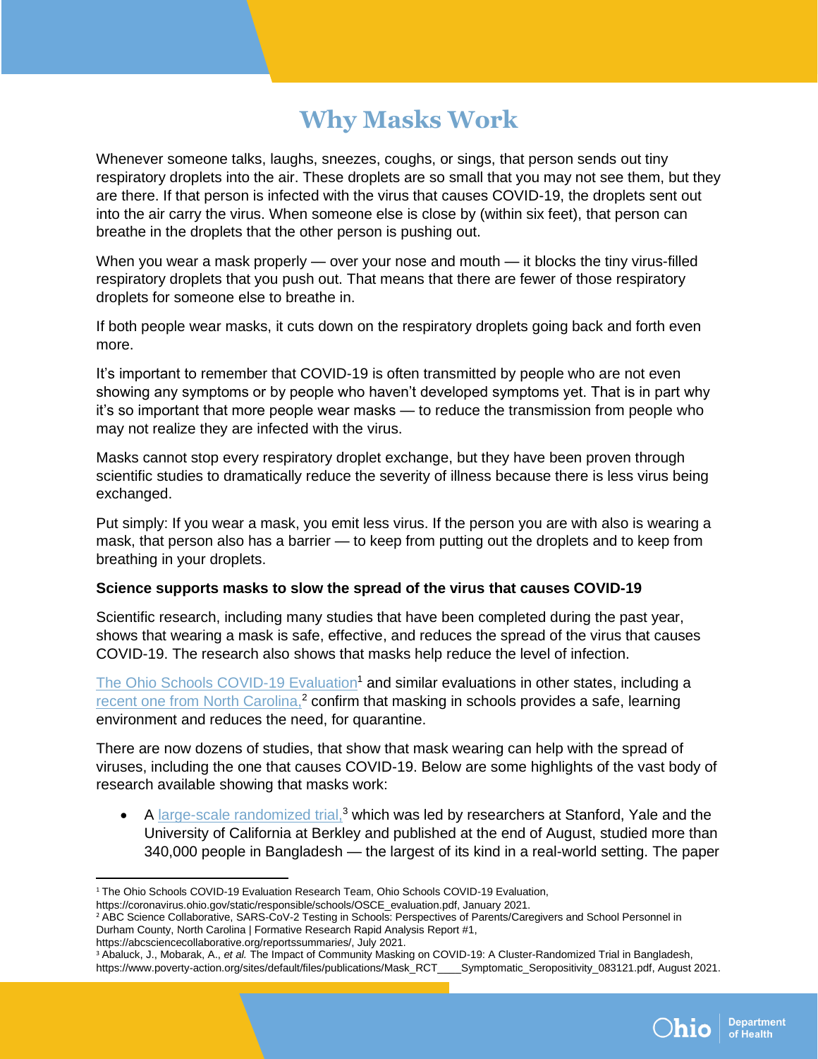# Why Masks Work

Whenever someone talks, laughs, sneezes, coughs, or sings, that person sends out tiny respiratory droplets into the air. These droplets are so small that you may not see them, but they are there. If that person is infected with the virus that causes COVID-19, the droplets sent out into the air carry the virus. When someone else is close by (within six feet), that person can breathe in the droplets that the other person is pushing out.

When you wear a mask properly — over your nose and mouth — it blocks the tiny virus-filled respiratory droplets that you push out. That means that there are fewer of those respiratory droplets for someone else to breathe in.

If both people wear masks, it cuts down on the respiratory droplets going back and forth even more.

It's important to remember that COVID-19 is often transmitted by people who are not even showing any symptoms or by people who haven't developed symptoms yet. That is in part why it's so important that more people wear masks — to reduce the transmission from people who may not realize they are infected with the virus.

Masks cannot stop every respiratory droplet exchange, but they have been proven through scientific studies to dramatically reduce the severity of illness because there is less virus being exchanged.

Put simply: If you wear a mask, you emit less virus. If the person you are with also is wearing a mask, that person also has a barrier — to keep from putting out the droplets and to keep from breathing in your droplets.

**Science supports masks to slow the spread of the virus that causes COVID-19**

Scientific research, including many studies that have been completed during the past year, shows that wearing a mask is safe, effective, and reduces the spread of the virus that causes COVID-19. The research also shows that masks help reduce the level of infection.

The Ohio Schools COVID-19 Evaluation[1] and similar evaluations in other states, including a recent one from North Carolina,[2] confirm that masking in schools provides a safe, learning environment and reduces the need, for quarantine.

There are now dozens of studies, that show that mask wearing can help with the spread of viruses, including the one that causes COVID-19. Below are some highlights of the vast body of research available showing that masks work:

- A large-scale randomized trial,[3] which was led by researchers at Stanford, Yale and the University of California at Berkley and published at the end of August, studied more than 340,000 people in Bangladesh — the largest of its kind in a real-world setting. The paper

---

[1] The Ohio Schools COVID-19 Evaluation Research Team, Ohio Schools COVID-19 Evaluation, https://coronavirus.ohio.gov/static/responsible/schools/OSCE_evaluation.pdf, January 2021.

[2] ABC Science Collaborative, SARS-CoV-2 Testing in Schools: Perspectives of Parents/Caregivers and School Personnel in Durham County, North Carolina | Formative Research Rapid Analysis Report #1, https://abcsciencecollaborative.org/reportssummaries/, July 2021.

[3] Abaluck, J., Mobarak, A., *et al.* The Impact of Community Masking on COVID-19: A Cluster-Randomized Trial in Bangladesh, https://www.poverty-action.org/sites/default/files/publications/Mask_RCT____Symptomatic_Seropositivity_083121.pdf, August 2021.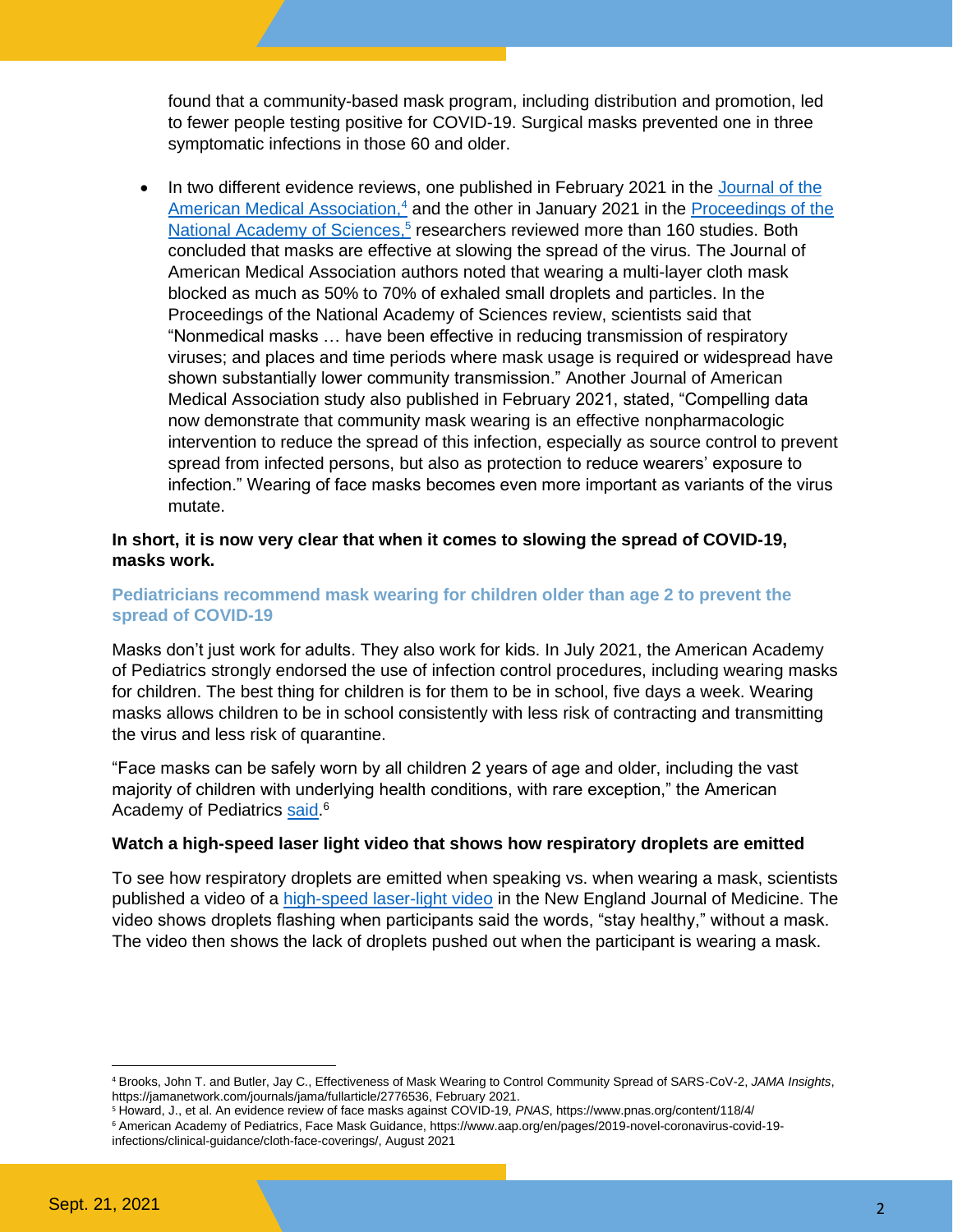found that a community-based mask program, including distribution and promotion, led to fewer people testing positive for COVID-19. Surgical masks prevented one in three symptomatic infections in those 60 and older.

- In two different evidence reviews, one published in February 2021 in the Journal of the American Medical Association,[4] and the other in January 2021 in the Proceedings of the National Academy of Sciences,[5] researchers reviewed more than 160 studies. Both concluded that masks are effective at slowing the spread of the virus. The Journal of American Medical Association authors noted that wearing a multi-layer cloth mask blocked as much as 50% to 70% of exhaled small droplets and particles. In the Proceedings of the National Academy of Sciences review, scientists said that "Nonmedical masks … have been effective in reducing transmission of respiratory viruses; and places and time periods where mask usage is required or widespread have shown substantially lower community transmission." Another Journal of American Medical Association study also published in February 2021, stated, "Compelling data now demonstrate that community mask wearing is an effective nonpharmacologic intervention to reduce the spread of this infection, especially as source control to prevent spread from infected persons, but also as protection to reduce wearers' exposure to infection." Wearing of face masks becomes even more important as variants of the virus mutate.

**In short, it is now very clear that when it comes to slowing the spread of COVID-19, masks work.**

## Pediatricians recommend mask wearing for children older than age 2 to prevent the spread of COVID-19

Masks don't just work for adults. They also work for kids. In July 2021, the American Academy of Pediatrics strongly endorsed the use of infection control procedures, including wearing masks for children. The best thing for children is for them to be in school, five days a week. Wearing masks allows children to be in school consistently with less risk of contracting and transmitting the virus and less risk of quarantine.

"Face masks can be safely worn by all children 2 years of age and older, including the vast majority of children with underlying health conditions, with rare exception," the American Academy of Pediatrics said.[6]

**Watch a high-speed laser light video that shows how respiratory droplets are emitted**

To see how respiratory droplets are emitted when speaking vs. when wearing a mask, scientists published a video of a high-speed laser-light video in the New England Journal of Medicine. The video shows droplets flashing when participants said the words, "stay healthy," without a mask. The video then shows the lack of droplets pushed out when the participant is wearing a mask.

---

[4] Brooks, John T. and Butler, Jay C., Effectiveness of Mask Wearing to Control Community Spread of SARS-CoV-2, *JAMA Insights*, https://jamanetwork.com/journals/jama/fullarticle/2776536, February 2021.

[5] Howard, J., et al. An evidence review of face masks against COVID-19, *PNAS*, https://www.pnas.org/content/118/4/

[6] American Academy of Pediatrics, Face Mask Guidance, https://www.aap.org/en/pages/2019-novel-coronavirus-covid-19-infections/clinical-guidance/cloth-face-coverings/, August 2021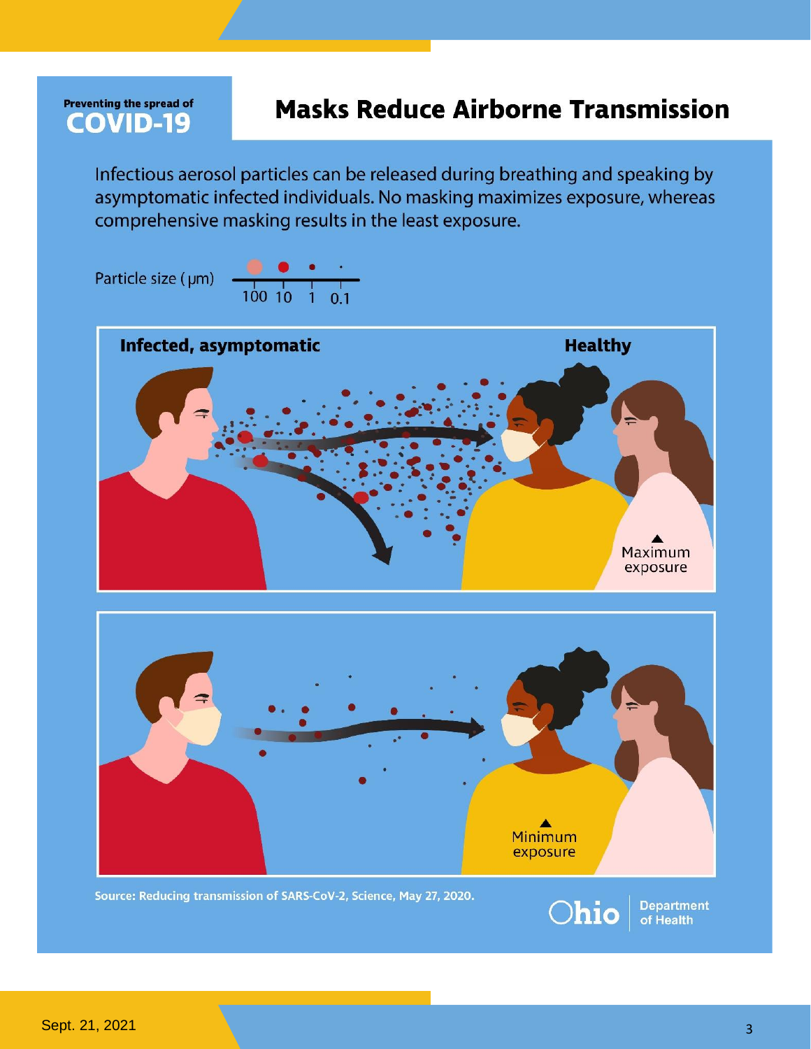Preventing the spread of
**COVID-19**

# Masks Reduce Airborne Transmission

Infectious aerosol particles can be released during breathing and speaking by asymptomatic infected individuals. No masking maximizes exposure, whereas comprehensive masking results in the least exposure.

Particle size (μm)

100 10 1 0.1

**Infected, asymptomatic**

**Healthy**

Maximum exposure

Minimum exposure

Source: Reducing transmission of SARS-CoV-2, Science, May 27, 2020.

Ohio Department of Health

Sept. 21, 2021